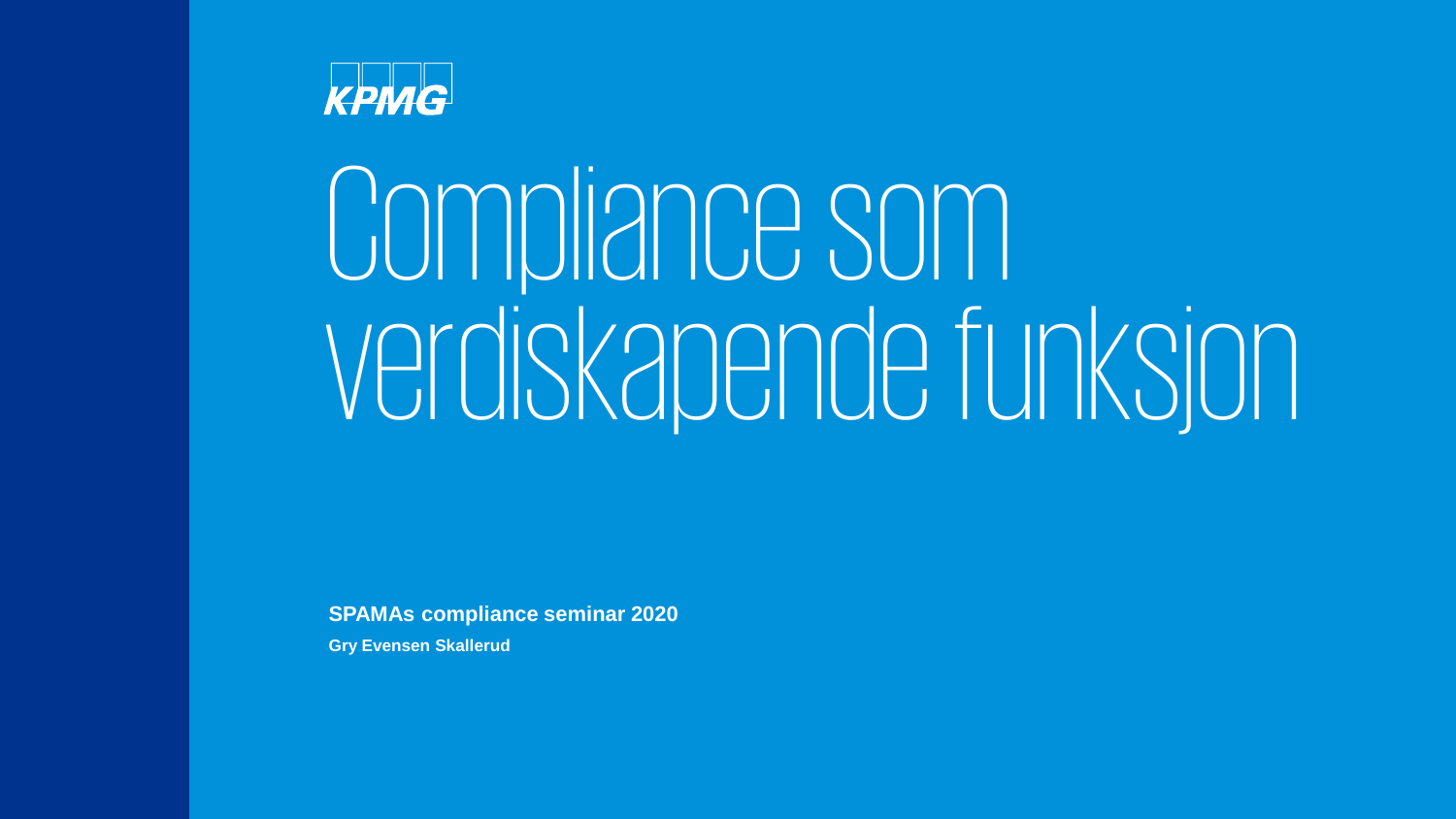KPMG

# Compliance som verdiskapende funksjon

**SPAMAs compliance seminar 2020**

**Gry Evensen Skallerud**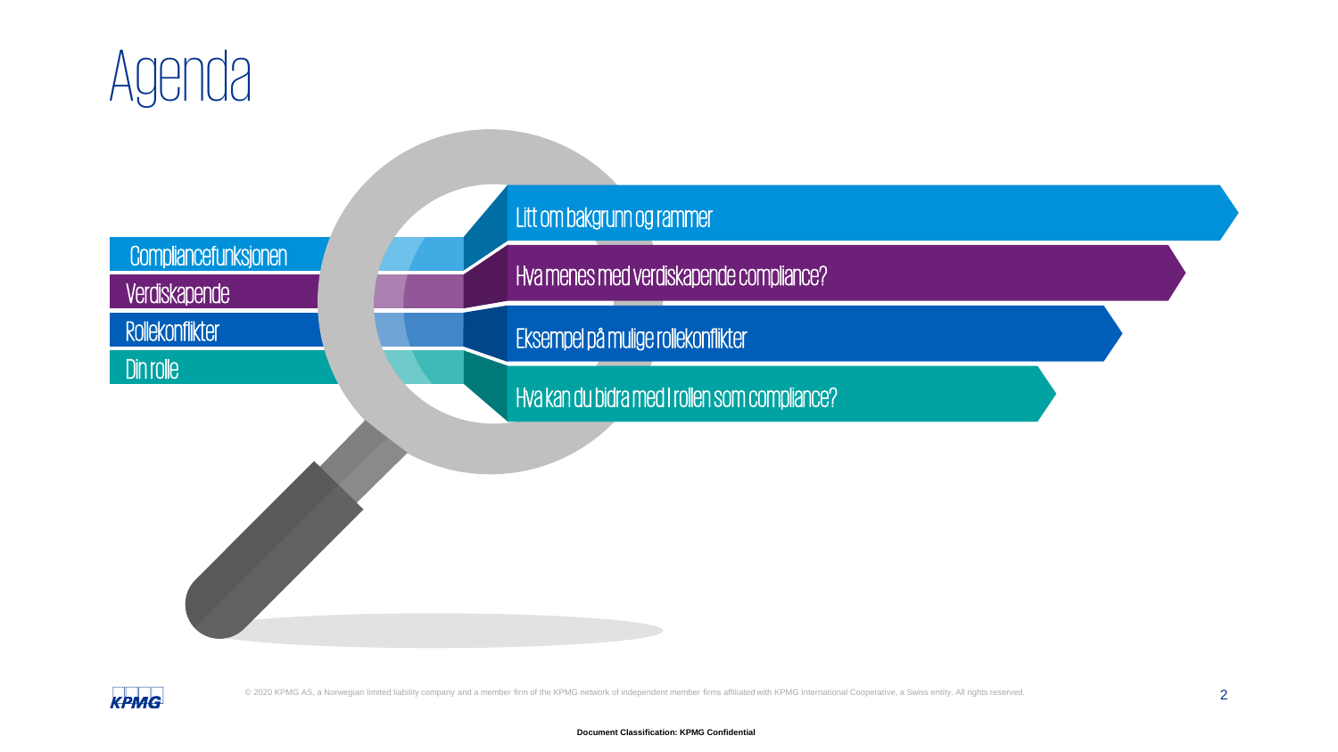# Agenda

- Compliancefunksjonen — Litt om bakgrunn og rammer
- Verdiskapende — Hva menes med verdiskapende compliance?
- Rollekonflikter — Eksempel på mulige rollekonflikter
- Din rolle — Hva kan du bidra med I rollen som compliance?

© 2020 KPMG AS, a Norwegian limited liability company and a member firm of the KPMG network of independent member firms affiliated with KPMG International Cooperative, a Swiss entity. All rights reserved.

**Document Classification: KPMG Confidential**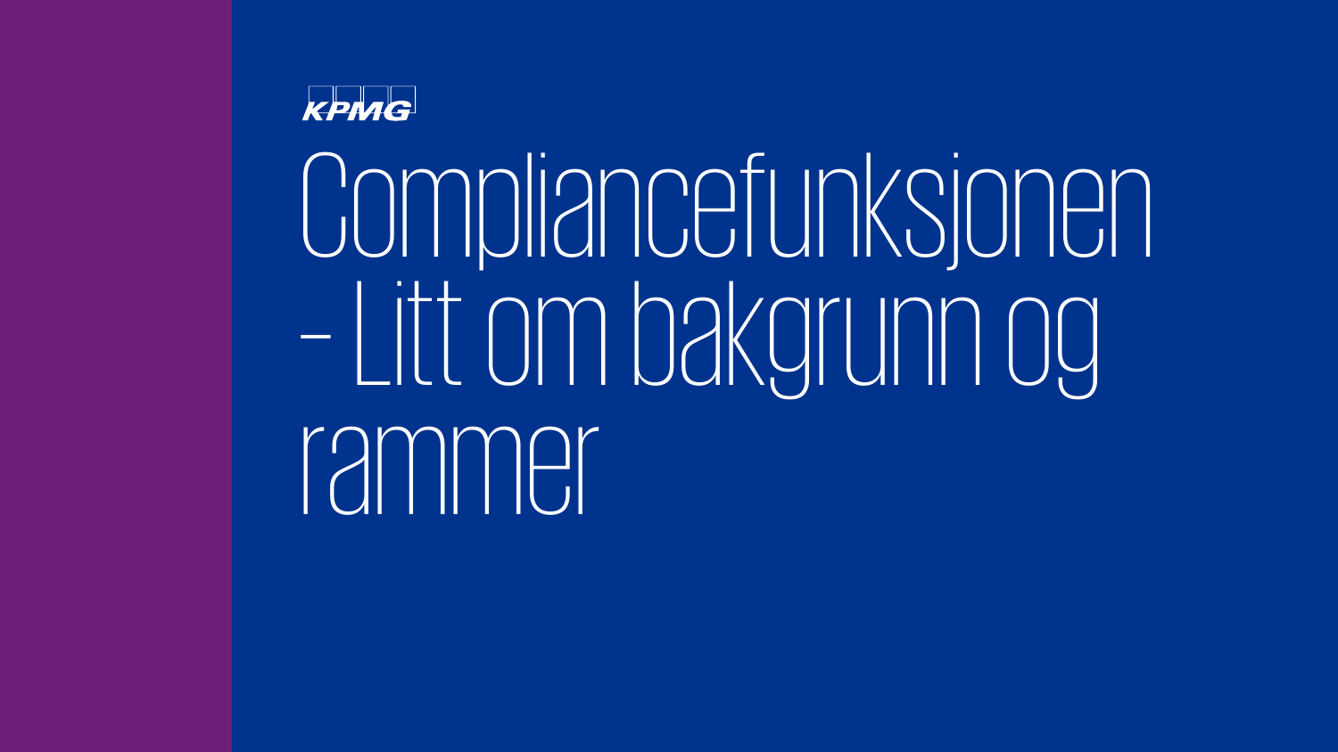KPMG

# Compliancefunksjonen - Litt om bakgrunn og rammer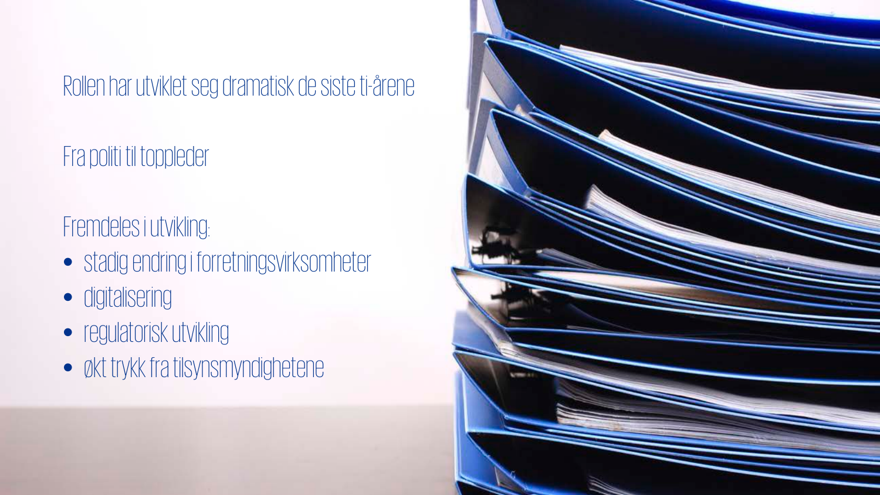Rollen har utviklet seg dramatisk de siste ti-årene

Fra politi til toppleder

Fremdeles i utvikling:

- stadig endring i forretningsvirksomheter
- digitalisering
- regulatorisk utvikling
- økt trykk fra tilsynsmyndighetene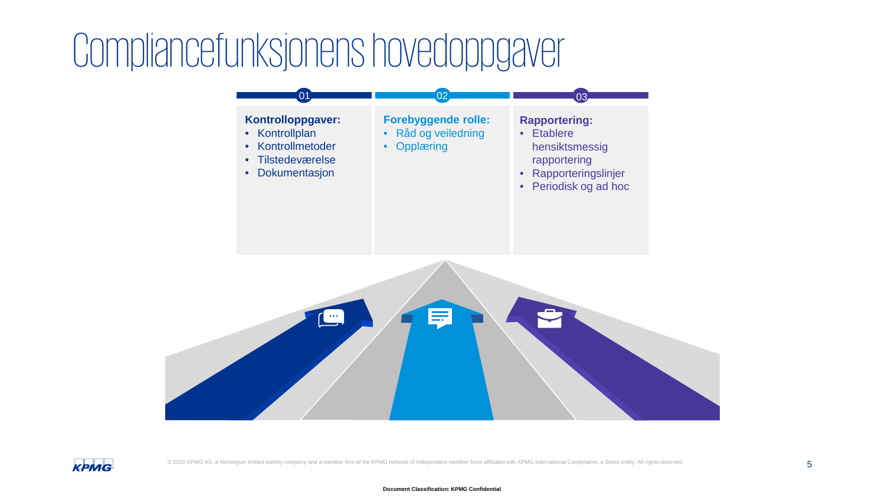# Compliancefunksjonens hovedoppgaver

01

**Kontrolloppgaver:**

- Kontrollplan
- Kontrollmetoder
- Tilstedeværelse
- Dokumentasjon

02

**Forebyggende rolle:**

- Råd og veiledning
- Opplæring

03

**Rapportering:**

- Etablere hensiktsmessig rapportering
- Rapporteringslinjer
- Periodisk og ad hoc

© 2020 KPMG AS, a Norwegian limited liability company and a member firm of the KPMG network of independent member firms affiliated with KPMG International Cooperative, a Swiss entity. All rights reserved.

Document Classification: KPMG Confidential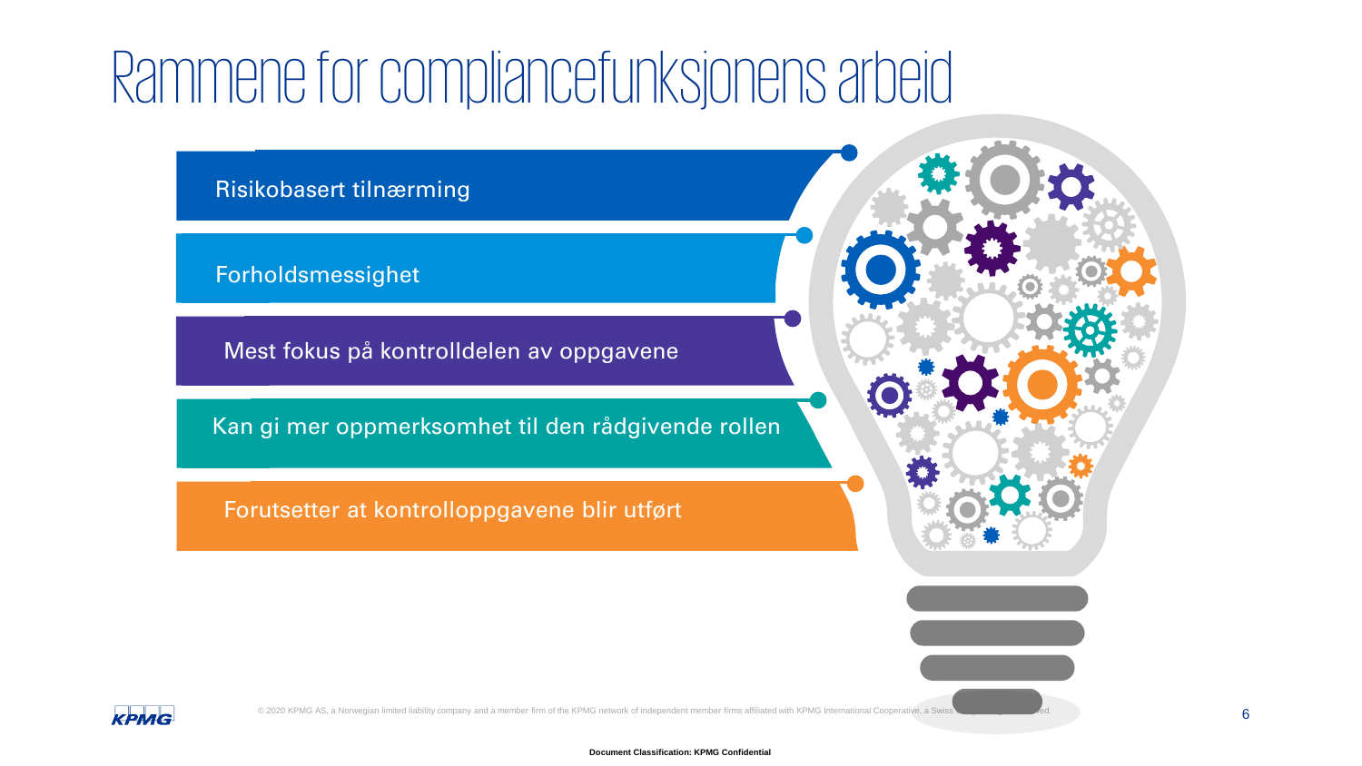# Rammene for compliancefunksjonens arbeid

- Risikobasert tilnærming
- Forholdsmessighet
- Mest fokus på kontrolldelen av oppgavene
- Kan gi mer oppmerksomhet til den rådgivende rollen
- Forutsetter at kontrolloppgavene blir utført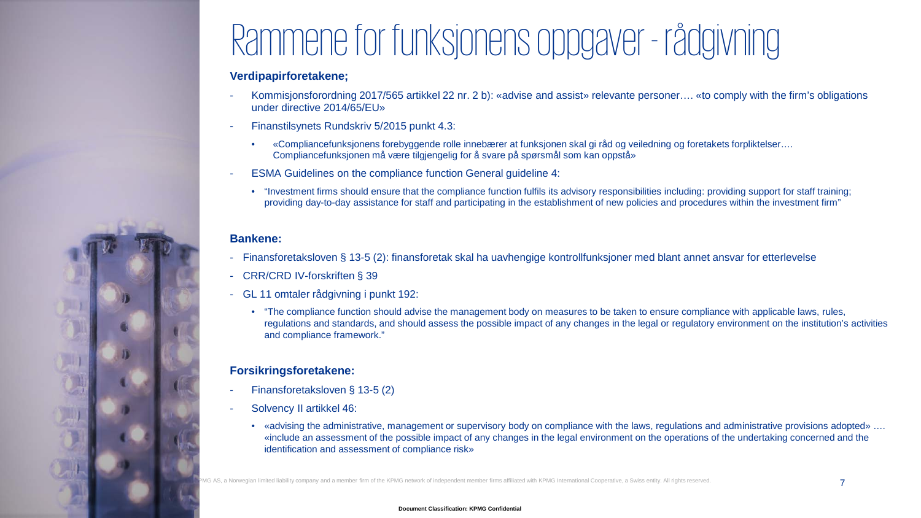# Rammene for funksjonens oppgaver - rådgivning

**Verdipapirforetakene;**

- Kommisjonsforordning 2017/565 artikkel 22 nr. 2 b): «advise and assist» relevante personer…. «to comply with the firm's obligations under directive 2014/65/EU»
- Finanstilsynets Rundskriv 5/2015 punkt 4.3:
  - «Compliancefunksjonens forebyggende rolle innebærer at funksjonen skal gi råd og veiledning og foretakets forpliktelser…. Compliancefunksjonen må være tilgjengelig for å svare på spørsmål som kan oppstå»
- ESMA Guidelines on the compliance function General guideline 4:
  - "Investment firms should ensure that the compliance function fulfils its advisory responsibilities including: providing support for staff training; providing day-to-day assistance for staff and participating in the establishment of new policies and procedures within the investment firm"

**Bankene:**

- Finansforetaksloven § 13-5 (2): finansforetak skal ha uavhengige kontrollfunksjoner med blant annet ansvar for etterlevelse
- CRR/CRD IV-forskriften § 39
- GL 11 omtaler rådgivning i punkt 192:
  - "The compliance function should advise the management body on measures to be taken to ensure compliance with applicable laws, rules, regulations and standards, and should assess the possible impact of any changes in the legal or regulatory environment on the institution's activities and compliance framework."

**Forsikringsforetakene:**

- Finansforetaksloven § 13-5 (2)
- Solvency II artikkel 46:
  - «advising the administrative, management or supervisory body on compliance with the laws, regulations and administrative provisions adopted» …. «include an assessment of the possible impact of any changes in the legal environment on the operations of the undertaking concerned and the identification and assessment of compliance risk»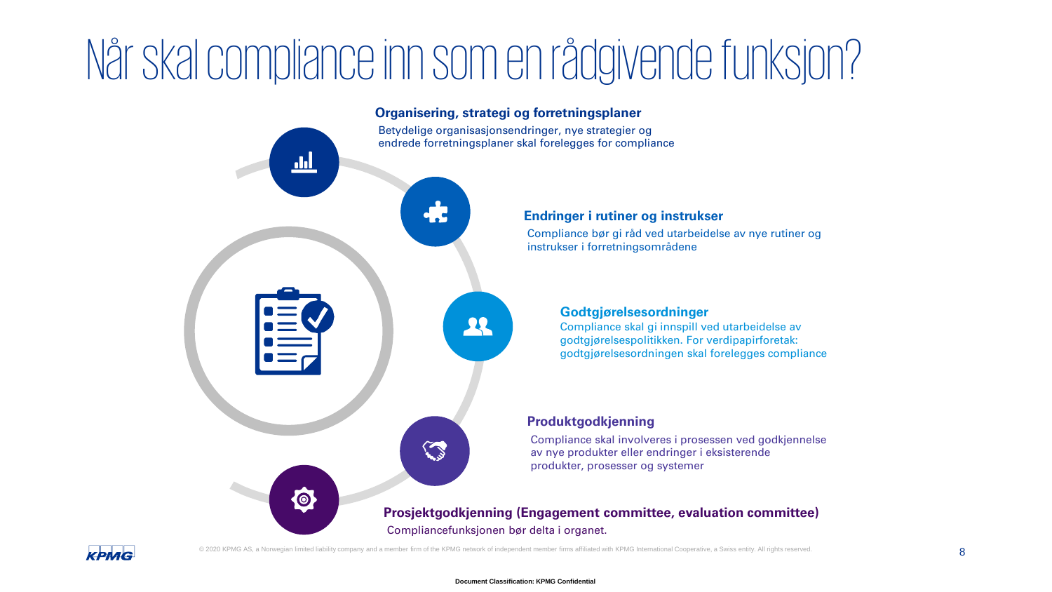# Når skal compliance inn som en rådgivende funksjon?

### Organisering, strategi og forretningsplaner

Betydelige organisasjonsendringer, nye strategier og endrede forretningsplaner skal forelegges for compliance

### Endringer i rutiner og instrukser

Compliance bør gi råd ved utarbeidelse av nye rutiner og instrukser i forretningsområdene

### Godtgjørelsesordninger

Compliance skal gi innspill ved utarbeidelse av godtgjørelsespolitikken. For verdipapirforetak: godtgjørelsesordningen skal forelegges compliance

### Produktgodkjenning

Compliance skal involveres i prosessen ved godkjennelse av nye produkter eller endringer i eksisterende produkter, prosesser og systemer

### Prosjektgodkjenning (Engagement committee, evaluation committee)

Compliancefunksjonen bør delta i organet.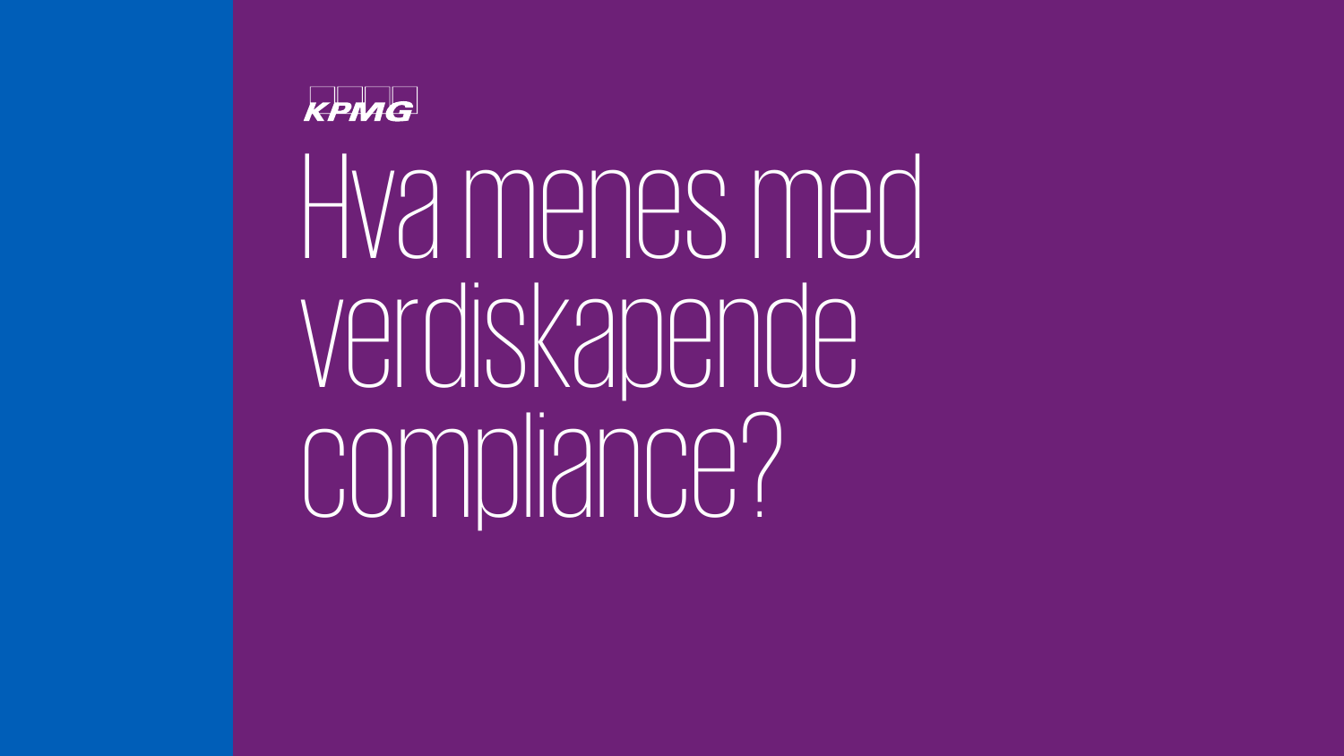KPMG

# Hva menes med verdiskapende compliance?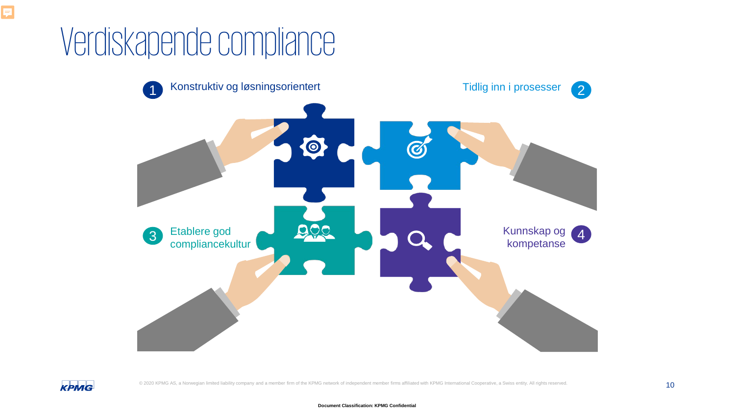# Verdiskapende compliance

1. Konstruktiv og løsningsorientert
2. Tidlig inn i prosesser
3. Etablere god compliancekultur
4. Kunnskap og kompetanse

© 2020 KPMG AS, a Norwegian limited liability company and a member firm of the KPMG network of independent member firms affiliated with KPMG International Cooperative, a Swiss entity. All rights reserved.

**Document Classification: KPMG Confidential**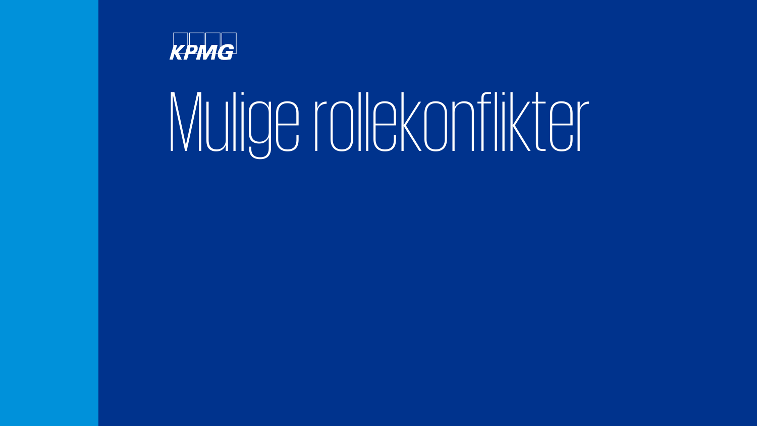KPMG

# Mulige rollekonflikter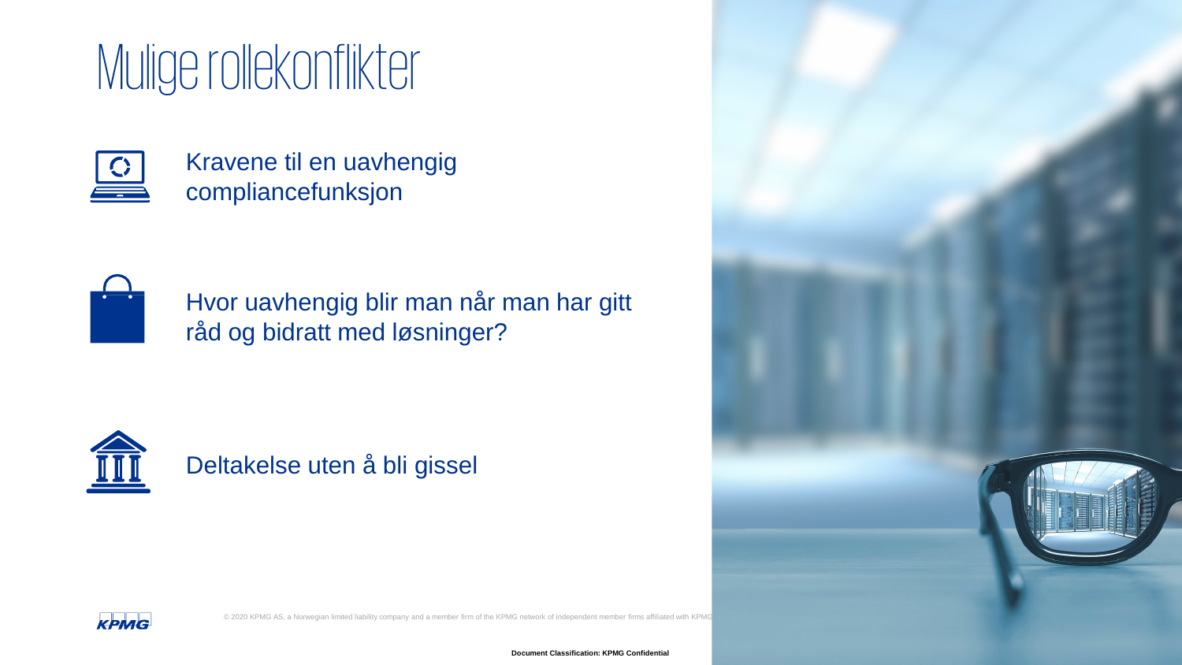# Mulige rollekonflikter

- Kravene til en uavhengig compliancefunksjon
- Hvor uavhengig blir man når man har gitt råd og bidratt med løsninger?
- Deltakelse uten å bli gissel

© 2020 KPMG AS, a Norwegian limited liability company and a member firm of the KPMG network of independent member firms affiliated with KPMG

**Document Classification: KPMG Confidential**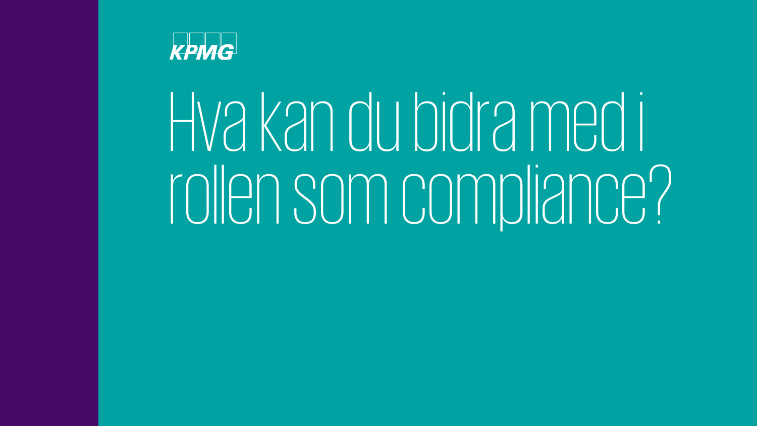KPMG

# Hva kan du bidra med i rollen som compliance?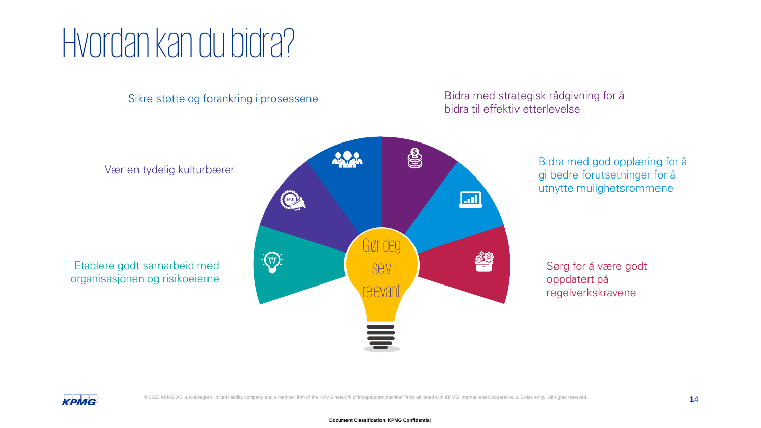# Hvordan kan du bidra?

Sikre støtte og forankring i prosessene

Bidra med strategisk rådgivning for å bidra til effektiv etterlevelse

Vær en tydelig kulturbærer

Bidra med god opplæring for å gi bedre forutsetninger for å utnytte mulighetsrommene

Etablere godt samarbeid med organisasjonen og risikoeierne

Sørg for å være godt oppdatert på regelverkskravene

Gjør deg selv relevant

Document Classification: KPMG Confidential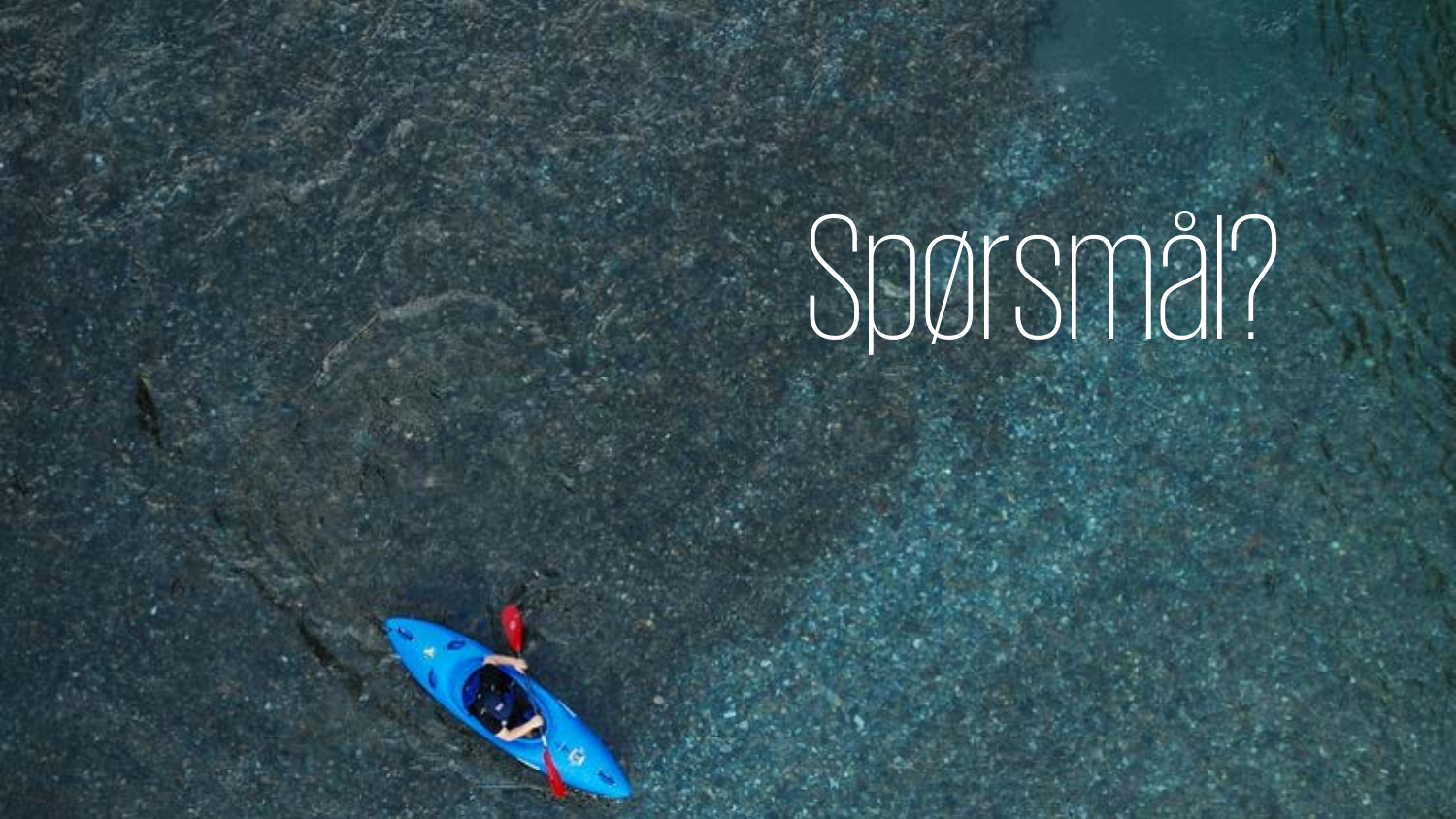# Spørsmål?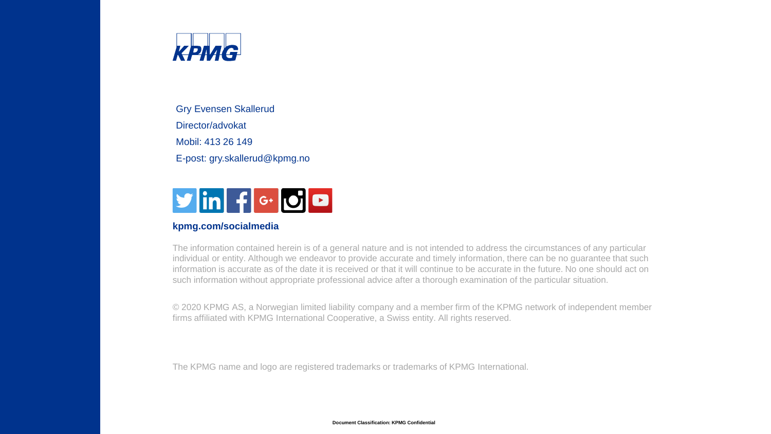KPMG

Gry Evensen Skallerud

Director/advokat

Mobil: 413 26 149

E-post: gry.skallerud@kpmg.no

**kpmg.com/socialmedia**

The information contained herein is of a general nature and is not intended to address the circumstances of any particular individual or entity. Although we endeavor to provide accurate and timely information, there can be no guarantee that such information is accurate as of the date it is received or that it will continue to be accurate in the future. No one should act on such information without appropriate professional advice after a thorough examination of the particular situation.

© 2020 KPMG AS, a Norwegian limited liability company and a member firm of the KPMG network of independent member firms affiliated with KPMG International Cooperative, a Swiss entity. All rights reserved.

The KPMG name and logo are registered trademarks or trademarks of KPMG International.

**Document Classification: KPMG Confidential**